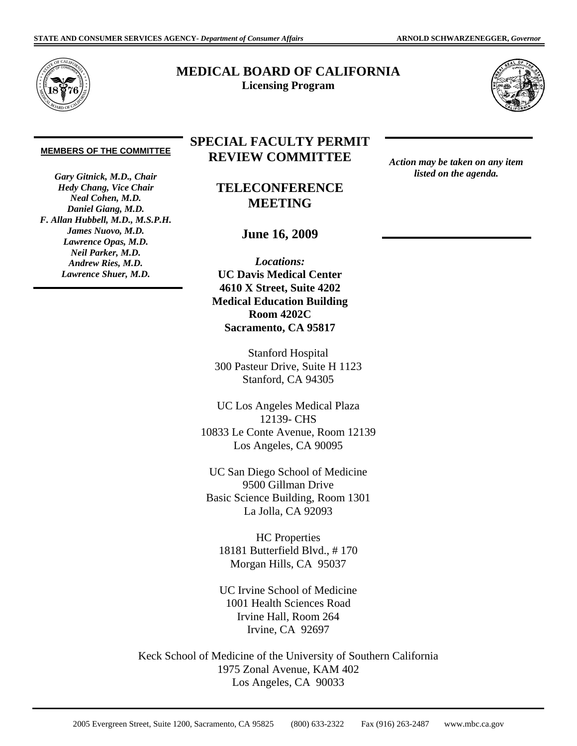STATE AND CONSUMER SERVICES AGENCY- *Department of Consumer Affairs* | ARNOLD SCHWARZENEGGER, *Governor*

# MEDICAL BOARD OF CALIFORNIA

**Licensing Program**

**MEMBERS OF THE COMMITTEE**

***Gary Gitnick, M.D., Chair***
***Hedy Chang, Vice Chair***
***Neal Cohen, M.D.***
***Daniel Giang, M.D.***
***F. Allan Hubbell, M.D., M.S.P.H.***
***James Nuovo, M.D.***
***Lawrence Opas, M.D.***
***Neil Parker, M.D.***
***Andrew Ries, M.D.***
***Lawrence Shuer, M.D.***

## SPECIAL FACULTY PERMIT REVIEW COMMITTEE

## TELECONFERENCE MEETING

### June 16, 2009

***Action may be taken on any item listed on the agenda.***

*Locations:*

**UC Davis Medical Center**
**4610 X Street, Suite 4202**
**Medical Education Building**
**Room 4202C**
**Sacramento, CA 95817**

Stanford Hospital
300 Pasteur Drive, Suite H 1123
Stanford, CA 94305

UC Los Angeles Medical Plaza
12139- CHS
10833 Le Conte Avenue, Room 12139
Los Angeles, CA 90095

UC San Diego School of Medicine
9500 Gillman Drive
Basic Science Building, Room 1301
La Jolla, CA 92093

HC Properties
18181 Butterfield Blvd., # 170
Morgan Hills, CA 95037

UC Irvine School of Medicine
1001 Health Sciences Road
Irvine Hall, Room 264
Irvine, CA 92697

Keck School of Medicine of the University of Southern California
1975 Zonal Avenue, KAM 402
Los Angeles, CA 90033

2005 Evergreen Street, Suite 1200, Sacramento, CA 95825 (800) 633-2322 Fax (916) 263-2487 www.mbc.ca.gov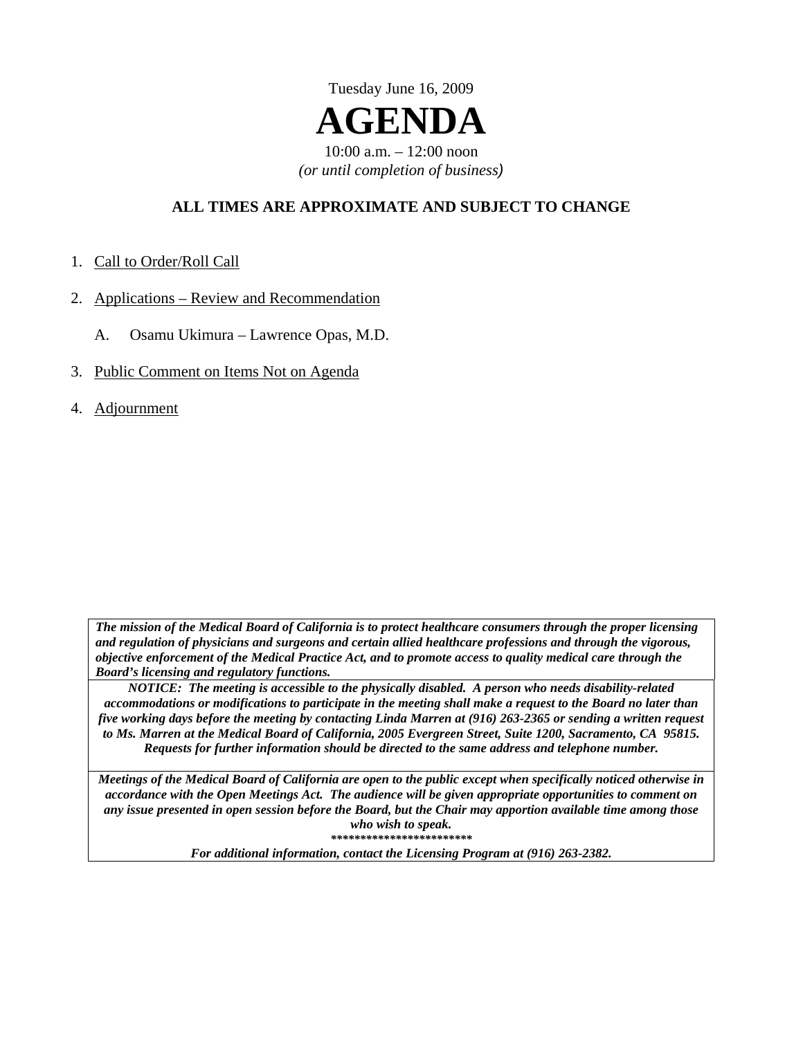Tuesday June 16, 2009

# AGENDA

10:00 a.m. – 12:00 noon
*(or until completion of business)*

**ALL TIMES ARE APPROXIMATE AND SUBJECT TO CHANGE**

1. Call to Order/Roll Call
2. Applications – Review and Recommendation

   A. Osamu Ukimura – Lawrence Opas, M.D.

3. Public Comment on Items Not on Agenda
4. Adjournment

***The mission of the Medical Board of California is to protect healthcare consumers through the proper licensing and regulation of physicians and surgeons and certain allied healthcare professions and through the vigorous, objective enforcement of the Medical Practice Act, and to promote access to quality medical care through the Board's licensing and regulatory functions.***

***NOTICE: The meeting is accessible to the physically disabled. A person who needs disability-related accommodations or modifications to participate in the meeting shall make a request to the Board no later than five working days before the meeting by contacting Linda Marren at (916) 263-2365 or sending a written request to Ms. Marren at the Medical Board of California, 2005 Evergreen Street, Suite 1200, Sacramento, CA 95815. Requests for further information should be directed to the same address and telephone number.***

***Meetings of the Medical Board of California are open to the public except when specifically noticed otherwise in accordance with the Open Meetings Act. The audience will be given appropriate opportunities to comment on any issue presented in open session before the Board, but the Chair may apportion available time among those who wish to speak.***

***********************

***For additional information, contact the Licensing Program at (916) 263-2382.***